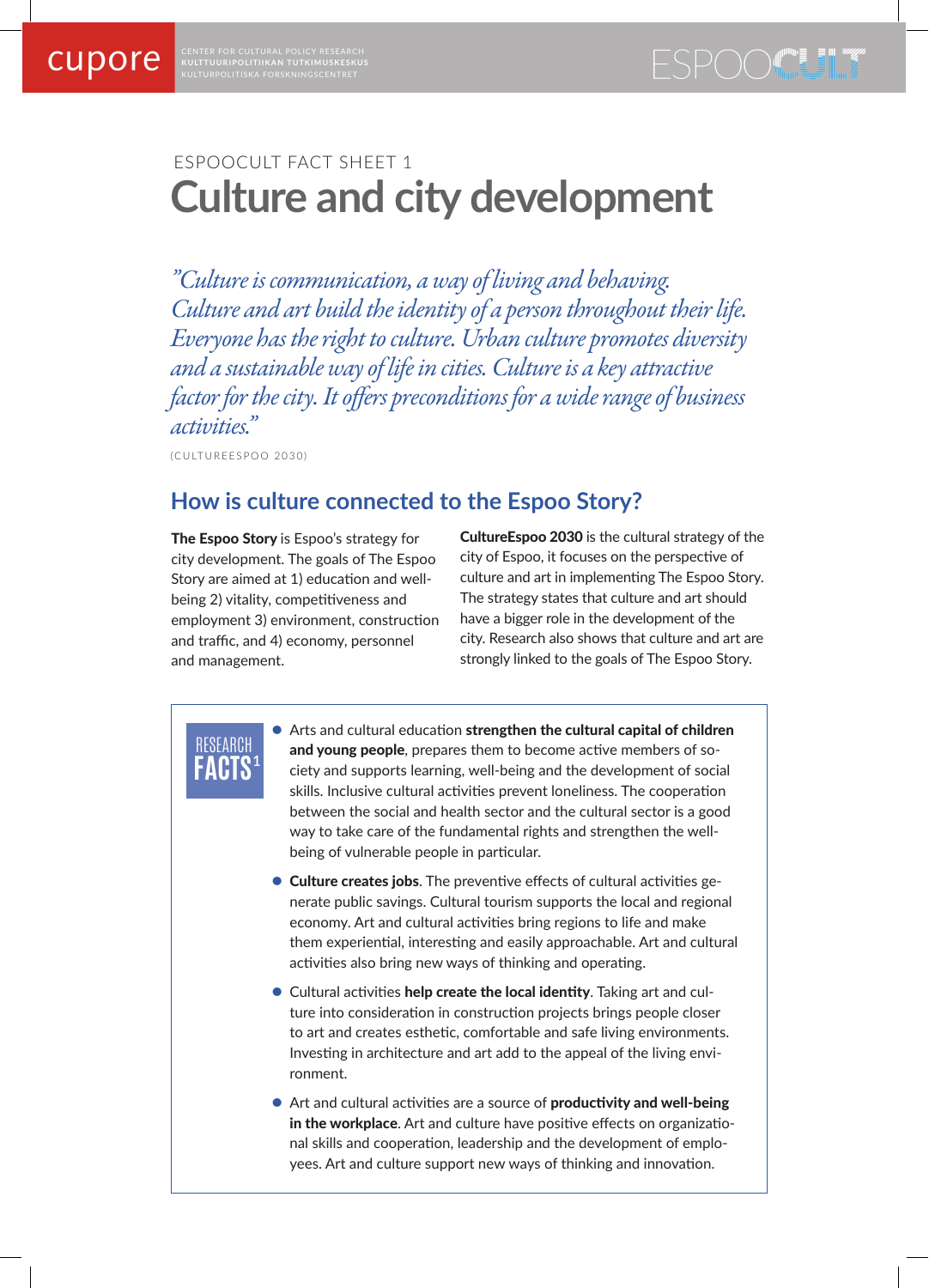cupore CENTER FOR CULTURAL POLICY RESEARCH KULTTUURIPOLITIIKAN TUTKIMUSKESKUS KULTURPOLITISKA FORSKNINGSCENTRET

ESPOOCULT

ESPOOCULT FACT SHEET 1

# Culture and city development

*"Culture is communication, a way of living and behaving. Culture and art build the identity of a person throughout their life. Everyone has the right to culture. Urban culture promotes diversity and a sustainable way of life in cities. Culture is a key attractive factor for the city. It offers preconditions for a wide range of business activities."*

(CULTUREESPOO 2030)

## How is culture connected to the Espoo Story?

**The Espoo Story** is Espoo's strategy for city development. The goals of The Espoo Story are aimed at 1) education and well-being 2) vitality, competitiveness and employment 3) environment, construction and traffic, and 4) economy, personnel and management.

**CultureEspoo 2030** is the cultural strategy of the city of Espoo, it focuses on the perspective of culture and art in implementing The Espoo Story. The strategy states that culture and art should have a bigger role in the development of the city. Research also shows that culture and art are strongly linked to the goals of The Espoo Story.

### RESEARCH FACTS[1]

- Arts and cultural education **strengthen the cultural capital of children and young people**, prepares them to become active members of society and supports learning, well-being and the development of social skills. Inclusive cultural activities prevent loneliness. The cooperation between the social and health sector and the cultural sector is a good way to take care of the fundamental rights and strengthen the well-being of vulnerable people in particular.
- **Culture creates jobs**. The preventive effects of cultural activities generate public savings. Cultural tourism supports the local and regional economy. Art and cultural activities bring regions to life and make them experiential, interesting and easily approachable. Art and cultural activities also bring new ways of thinking and operating.
- Cultural activities **help create the local identity**. Taking art and culture into consideration in construction projects brings people closer to art and creates esthetic, comfortable and safe living environments. Investing in architecture and art add to the appeal of the living environment.
- Art and cultural activities are a source of **productivity and well-being in the workplace**. Art and culture have positive effects on organizational skills and cooperation, leadership and the development of employees. Art and culture support new ways of thinking and innovation.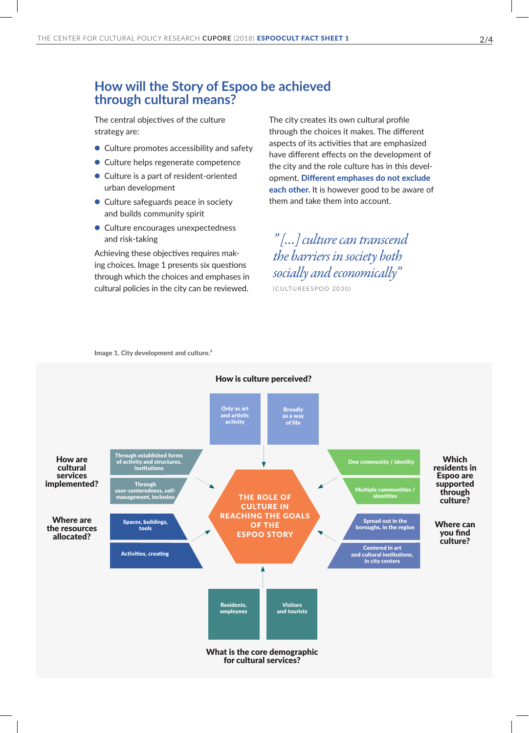## How will the Story of Espoo be achieved through cultural means?

The central objectives of the culture strategy are:

- Culture promotes accessibility and safety
- Culture helps regenerate competence
- Culture is a part of resident-oriented urban development
- Culture safeguards peace in society and builds community spirit
- Culture encourages unexpectedness and risk-taking

Achieving these objectives requires making choices. Image 1 presents six questions through which the choices and emphases in cultural policies in the city can be reviewed.

The city creates its own cultural profile through the choices it makes. The different aspects of its activities that are emphasized have different effects on the development of the city and the role culture has in this development. **Different emphases do not exclude each other.** It is however good to be aware of them and take them into account.

> *"[...] culture can transcend the barriers in society both socially and economically"*
>
> (CULTUREESPOO 2030)

**Image 1. City development and culture.**[3]

**How is culture perceived?**
- Only as art and artistic activity
- Broadly as a way of life

**How are cultural services implemented?**
- Through established forms of activity and structures, institutions
- Through user-centeredness, self-management, inclusion

**Where are the resources allocated?**
- Spaces, buildings, tools
- Activities, creating

**Which residents in Espoo are supported through culture?**
- One community / identity
- Multiple communities / identities

**Where can you find culture?**
- Spread out in the boroughs, in the region
- Centered in art and cultural institutions, in city centers

**What is the core demographic for cultural services?**
- Residents, employees
- Visitors and tourists

**THE ROLE OF CULTURE IN REACHING THE GOALS OF THE ESPOO STORY**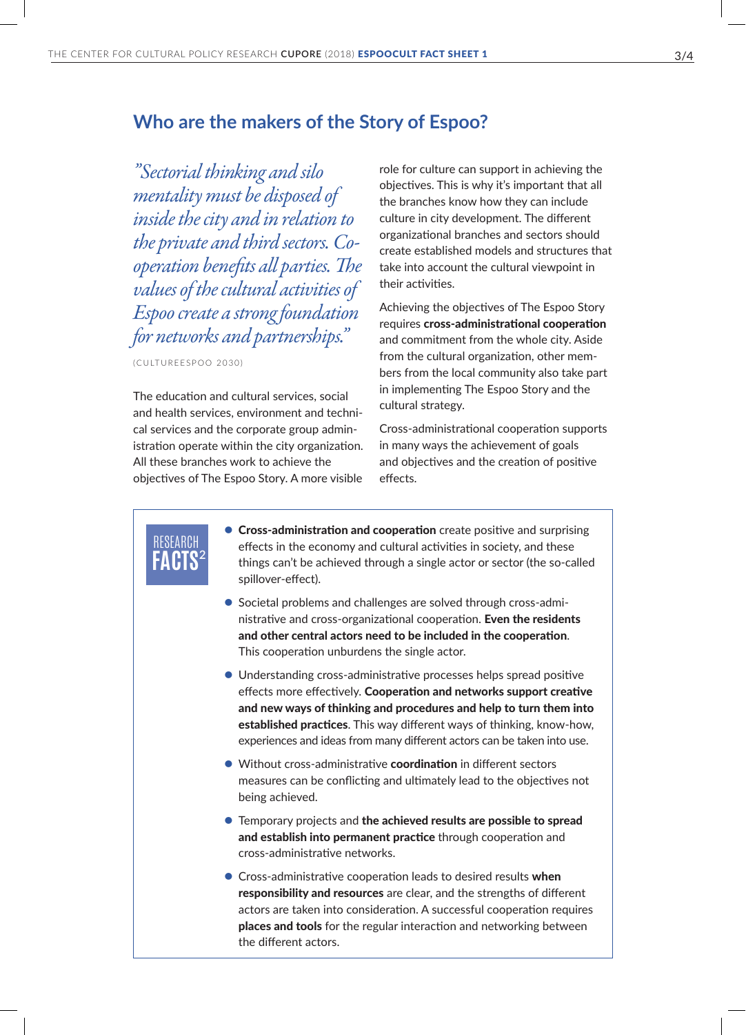## Who are the makers of the Story of Espoo?

*"Sectorial thinking and silo mentality must be disposed of inside the city and in relation to the private and third sectors. Co-operation benefits all parties. The values of the cultural activities of Espoo create a strong foundation for networks and partnerships."*

(CULTUREESPOO 2030)

The education and cultural services, social and health services, environment and technical services and the corporate group administration operate within the city organization. All these branches work to achieve the objectives of The Espoo Story. A more visible role for culture can support in achieving the objectives. This is why it's important that all the branches know how they can include culture in city development. The different organizational branches and sectors should create established models and structures that take into account the cultural viewpoint in their activities.

Achieving the objectives of The Espoo Story requires **cross-administrational cooperation** and commitment from the whole city. Aside from the cultural organization, other members from the local community also take part in implementing The Espoo Story and the cultural strategy.

Cross-administrational cooperation supports in many ways the achievement of goals and objectives and the creation of positive effects.

### RESEARCH FACTS[2]

- **Cross-administration and cooperation** create positive and surprising effects in the economy and cultural activities in society, and these things can't be achieved through a single actor or sector (the so-called spillover-effect).
- Societal problems and challenges are solved through cross-administrative and cross-organizational cooperation. **Even the residents and other central actors need to be included in the cooperation**. This cooperation unburdens the single actor.
- Understanding cross-administrative processes helps spread positive effects more effectively. **Cooperation and networks support creative and new ways of thinking and procedures and help to turn them into established practices**. This way different ways of thinking, know-how, experiences and ideas from many different actors can be taken into use.
- Without cross-administrative **coordination** in different sectors measures can be conflicting and ultimately lead to the objectives not being achieved.
- Temporary projects and **the achieved results are possible to spread and establish into permanent practice** through cooperation and cross-administrative networks.
- Cross-administrative cooperation leads to desired results **when responsibility and resources** are clear, and the strengths of different actors are taken into consideration. A successful cooperation requires **places and tools** for the regular interaction and networking between the different actors.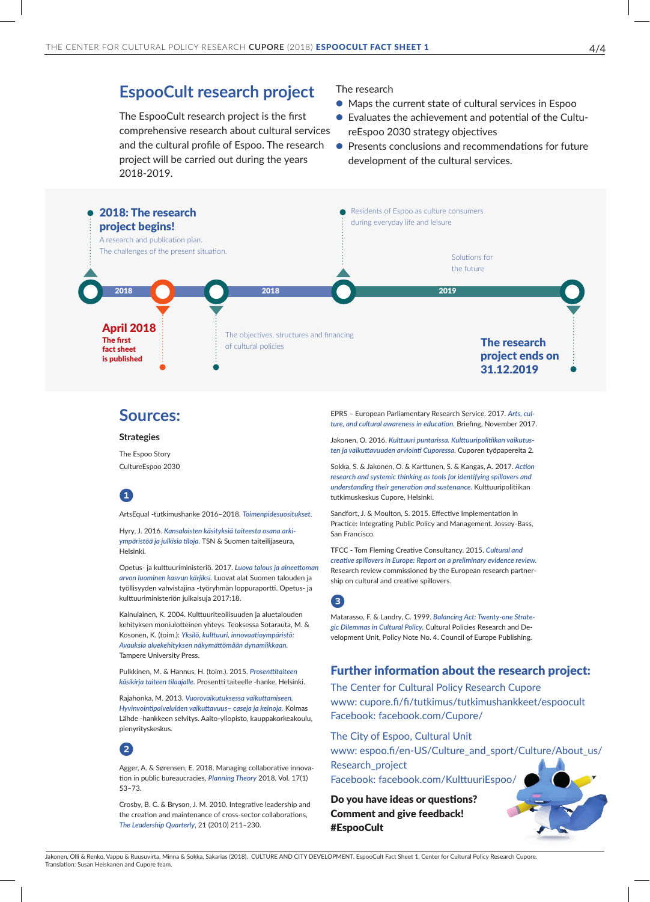## EspooCult research project

The EspooCult research project is the first comprehensive research about cultural services and the cultural profile of Espoo. The research project will be carried out during the years 2018-2019.

The research

- Maps the current state of cultural services in Espoo
- Evaluates the achievement and potential of the CultureEspoo 2030 strategy objectives
- Presents conclusions and recommendations for future development of the cultural services.

**2018: The research project begins!**
A research and publication plan.
The challenges of the present situation.

Residents of Espoo as culture consumers during everyday life and leisure

Solutions for the future

2018
2018
2019

**April 2018**
**The first fact sheet is published**

The objectives, structures and financing of cultural policies

**The research project ends on 31.12.2019**

## Sources:

### Strategies

The Espoo Story

CultureEspoo 2030

**1**

ArtsEqual -tutkimushanke 2016–2018. *Toimenpidesuositukset*.

Hyry, J. 2016. *Kansalaisten käsityksiä taiteesta osana arkiympäristöä ja julkisia tiloja*. TSN & Suomen taiteilijaseura, Helsinki.

Opetus- ja kulttuuriministeriö. 2017. *Luova talous ja aineettoman arvon luominen kasvun kärjiksi*. Luovat alat Suomen talouden ja työllisyyden vahvistajina -työryhmän loppuraportti. Opetus- ja kulttuuriministeriön julkaisuja 2017:18.

Kainulainen, K. 2004. Kulttuuriteollisuuden ja aluetalouden kehityksen moniulotteinen yhteys. Teoksessa Sotarauta, M. & Kosonen, K. (toim.): *Yksilö, kulttuuri, innovaatioympäristö: Avauksia aluekehityksen näkymättömään dynamiikkaan*. Tampere University Press.

Pulkkinen, M. & Hannus, H. (toim.). 2015. *Prosenttitaiteen käsikirja taiteen tilaajalle*. Prosentti taiteelle -hanke, Helsinki.

Rajahonka, M. 2013. *Vuorovaikutuksessa vaikuttamiseen. Hyvinvointipalveluiden vaikuttavuus– caseja ja keinoja*. Kolmas Lähde -hankkeen selvitys. Aalto-yliopisto, kauppakorkeakoulu, pienyrityskeskus.

**2**

Agger, A. & Sørensen, E. 2018. Managing collaborative innovation in public bureaucracies, *Planning Theory* 2018, Vol. 17(1) 53–73.

Crosby, B. C. & Bryson, J. M. 2010. Integrative leadership and the creation and maintenance of cross-sector collaborations, *The Leadership Quarterly*, 21 (2010) 211–230.

EPRS – European Parliamentary Research Service. 2017. *Arts, culture, and cultural awareness in education*. Briefing, November 2017.

Jakonen, O. 2016. *Kulttuuri puntarissa. Kulttuuripolitiikan vaikutusten ja vaikuttavuuden arviointi Cuporessa*. Cuporen työpapereita 2.

Sokka, S. & Jakonen, O. & Karttunen, S. & Kangas, A. 2017. *Action research and systemic thinking as tools for identifying spillovers and understanding their generation and sustenance*. Kulttuuripolitiikan tutkimuskeskus Cupore, Helsinki.

Sandfort, J. & Moulton, S. 2015. Effective Implementation in Practice: Integrating Public Policy and Management. Jossey-Bass, San Francisco.

TFCC - Tom Fleming Creative Consultancy. 2015. *Cultural and creative spillovers in Europe: Report on a preliminary evidence review*. Research review commissioned by the European research partnership on cultural and creative spillovers.

**3**

Matarasso, F. & Landry, C. 1999. *Balancing Act: Twenty-one Strategic Dilemmas in Cultural Policy*. Cultural Policies Research and Development Unit, Policy Note No. 4. Council of Europe Publishing.

## Further information about the research project:

The Center for Cultural Policy Research Cupore
www: cupore.fi/fi/tutkimus/tutkimushankkeet/espoocult
Facebook: facebook.com/Cupore/

The City of Espoo, Cultural Unit
www: espoo.fi/en-US/Culture_and_sport/Culture/About_us/Research_project
Facebook: facebook.com/KulttuuriEspoo/

**Do you have ideas or questions?**
**Comment and give feedback!**
**#EspooCult**

Jakonen, Olli & Renko, Vappu & Ruusuvirta, Minna & Sokka, Sakarias (2018). CULTURE AND CITY DEVELOPMENT. EspooCult Fact Sheet 1. Center for Cultural Policy Research Cupore.
Translation: Susan Heiskanen and Cupore team.